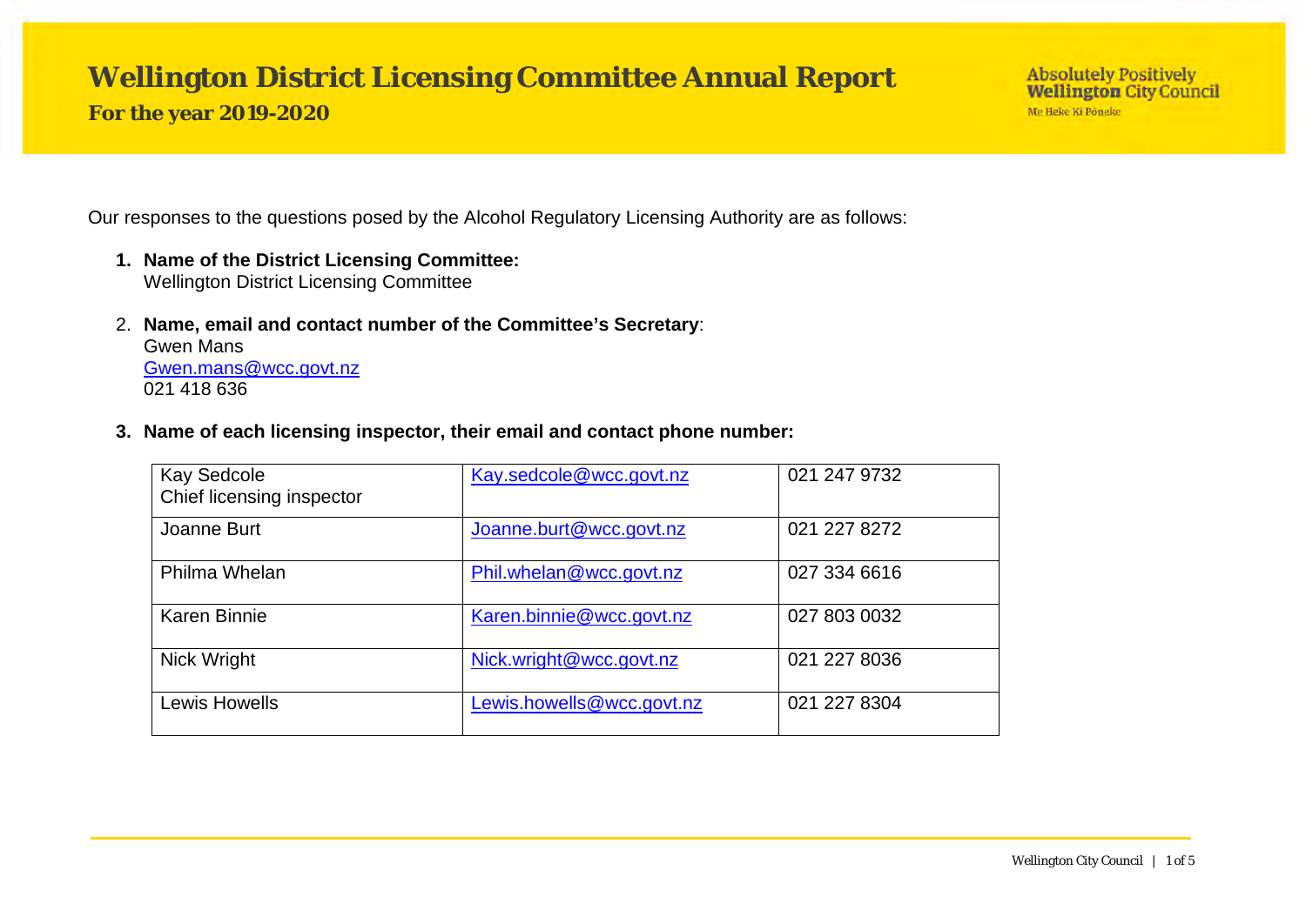# Wellington District Licensing Committee Annual Report

**For the year 2019-2020**

Absolutely Positively **Wellington** City Council
Me Heke Ki Pōneke

Our responses to the questions posed by the Alcohol Regulatory Licensing Authority are as follows:

1. **Name of the District Licensing Committee:**
   Wellington District Licensing Committee

2. **Name, email and contact number of the Committee's Secretary**:
   Gwen Mans
   Gwen.mans@wcc.govt.nz
   021 418 636

3. **Name of each licensing inspector, their email and contact phone number:**

| | | |
|---|---|---|
| Kay Sedcole<br>Chief licensing inspector | Kay.sedcole@wcc.govt.nz | 021 247 9732 |
| Joanne Burt | Joanne.burt@wcc.govt.nz | 021 227 8272 |
| Philma Whelan | Phil.whelan@wcc.govt.nz | 027 334 6616 |
| Karen Binnie | Karen.binnie@wcc.govt.nz | 027 803 0032 |
| Nick Wright | Nick.wright@wcc.govt.nz | 021 227 8036 |
| Lewis Howells | Lewis.howells@wcc.govt.nz | 021 227 8304 |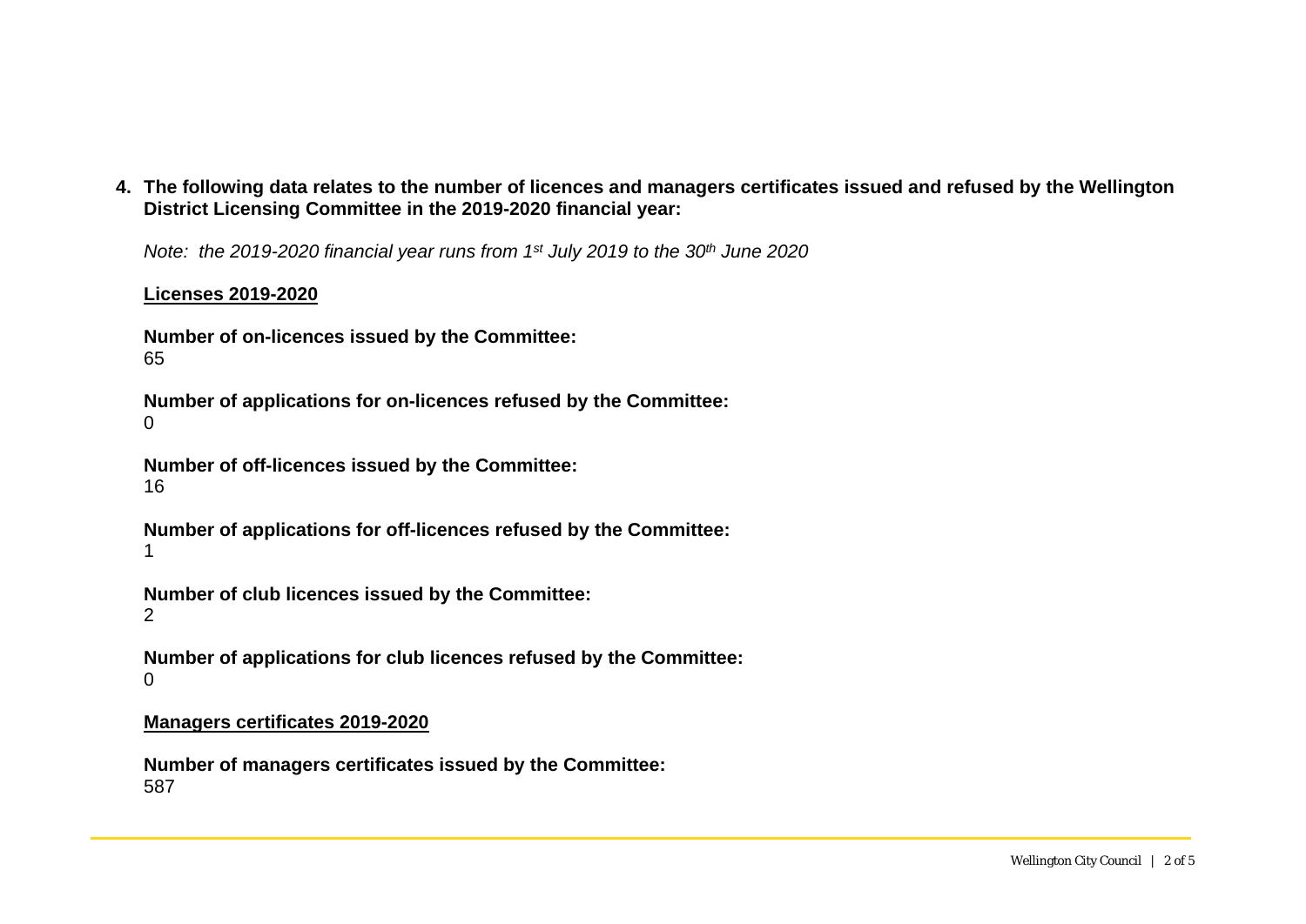**4. The following data relates to the number of licences and managers certificates issued and refused by the Wellington District Licensing Committee in the 2019-2020 financial year:**

*Note: the 2019-2020 financial year runs from 1st July 2019 to the 30th June 2020*

**Licenses 2019-2020**

**Number of on-licences issued by the Committee:**
65

**Number of applications for on-licences refused by the Committee:**
0

**Number of off-licences issued by the Committee:**
16

**Number of applications for off-licences refused by the Committee:**
1

**Number of club licences issued by the Committee:**
2

**Number of applications for club licences refused by the Committee:**
0

**Managers certificates 2019-2020**

**Number of managers certificates issued by the Committee:**
587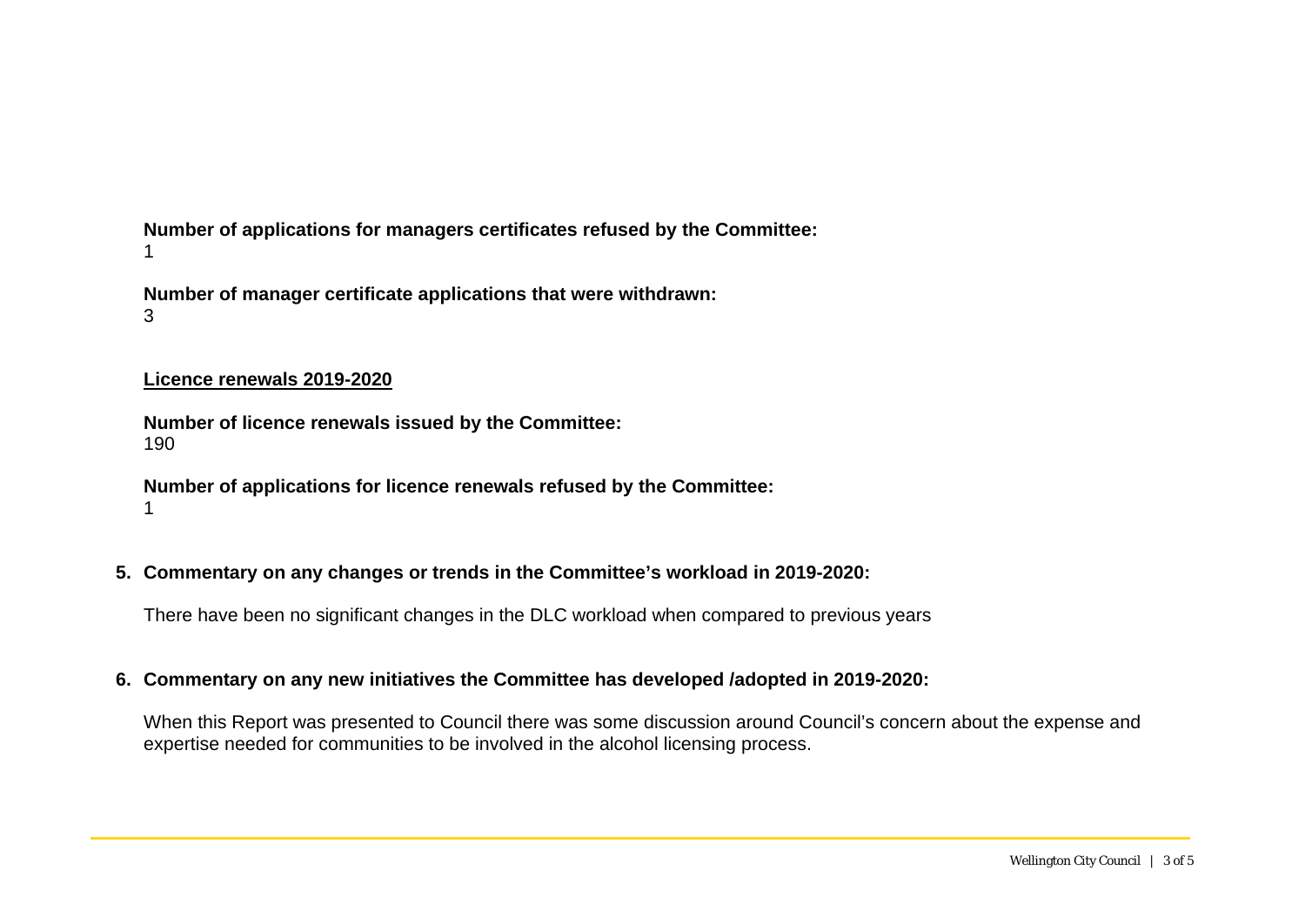**Number of applications for managers certificates refused by the Committee:**
1

**Number of manager certificate applications that were withdrawn:**
3

**Licence renewals 2019-2020**

**Number of licence renewals issued by the Committee:**
190

**Number of applications for licence renewals refused by the Committee:**
1

**5. Commentary on any changes or trends in the Committee's workload in 2019-2020:**

There have been no significant changes in the DLC workload when compared to previous years

**6. Commentary on any new initiatives the Committee has developed /adopted in 2019-2020:**

When this Report was presented to Council there was some discussion around Council's concern about the expense and expertise needed for communities to be involved in the alcohol licensing process.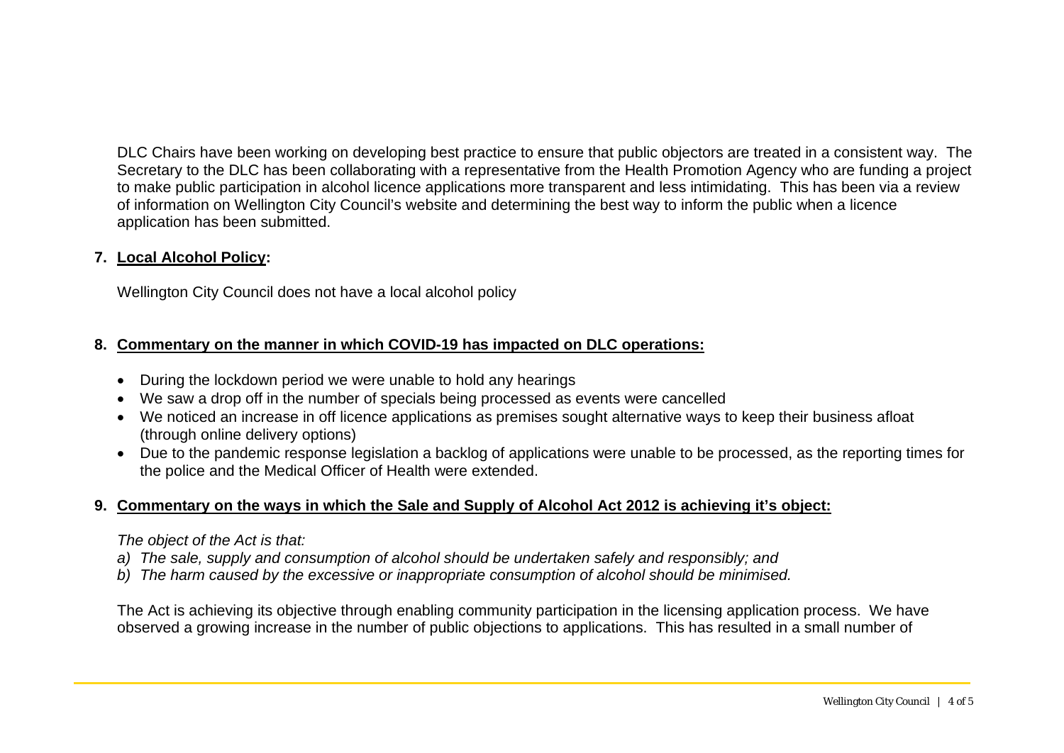DLC Chairs have been working on developing best practice to ensure that public objectors are treated in a consistent way. The Secretary to the DLC has been collaborating with a representative from the Health Promotion Agency who are funding a project to make public participation in alcohol licence applications more transparent and less intimidating. This has been via a review of information on Wellington City Council's website and determining the best way to inform the public when a licence application has been submitted.

**7. <u>Local Alcohol Policy</u>:**

Wellington City Council does not have a local alcohol policy

**8. <u>Commentary on the manner in which COVID-19 has impacted on DLC operations:</u>**

- During the lockdown period we were unable to hold any hearings
- We saw a drop off in the number of specials being processed as events were cancelled
- We noticed an increase in off licence applications as premises sought alternative ways to keep their business afloat (through online delivery options)
- Due to the pandemic response legislation a backlog of applications were unable to be processed, as the reporting times for the police and the Medical Officer of Health were extended.

**9. <u>Commentary on the ways in which the Sale and Supply of Alcohol Act 2012 is achieving it's object:</u>**

*The object of the Act is that:*

*a) The sale, supply and consumption of alcohol should be undertaken safely and responsibly; and*
*b) The harm caused by the excessive or inappropriate consumption of alcohol should be minimised.*

The Act is achieving its objective through enabling community participation in the licensing application process. We have observed a growing increase in the number of public objections to applications. This has resulted in a small number of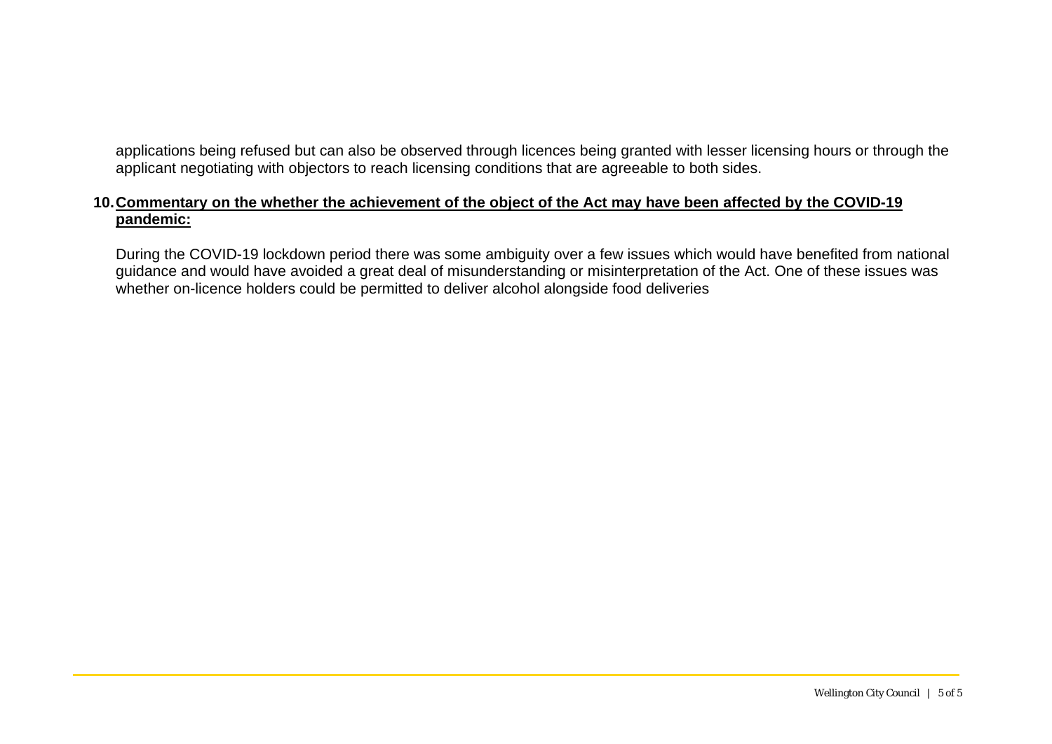applications being refused but can also be observed through licences being granted with lesser licensing hours or through the applicant negotiating with objectors to reach licensing conditions that are agreeable to both sides.

## 10. Commentary on the whether the achievement of the object of the Act may have been affected by the COVID-19 pandemic:

During the COVID-19 lockdown period there was some ambiguity over a few issues which would have benefited from national guidance and would have avoided a great deal of misunderstanding or misinterpretation of the Act. One of these issues was whether on-licence holders could be permitted to deliver alcohol alongside food deliveries